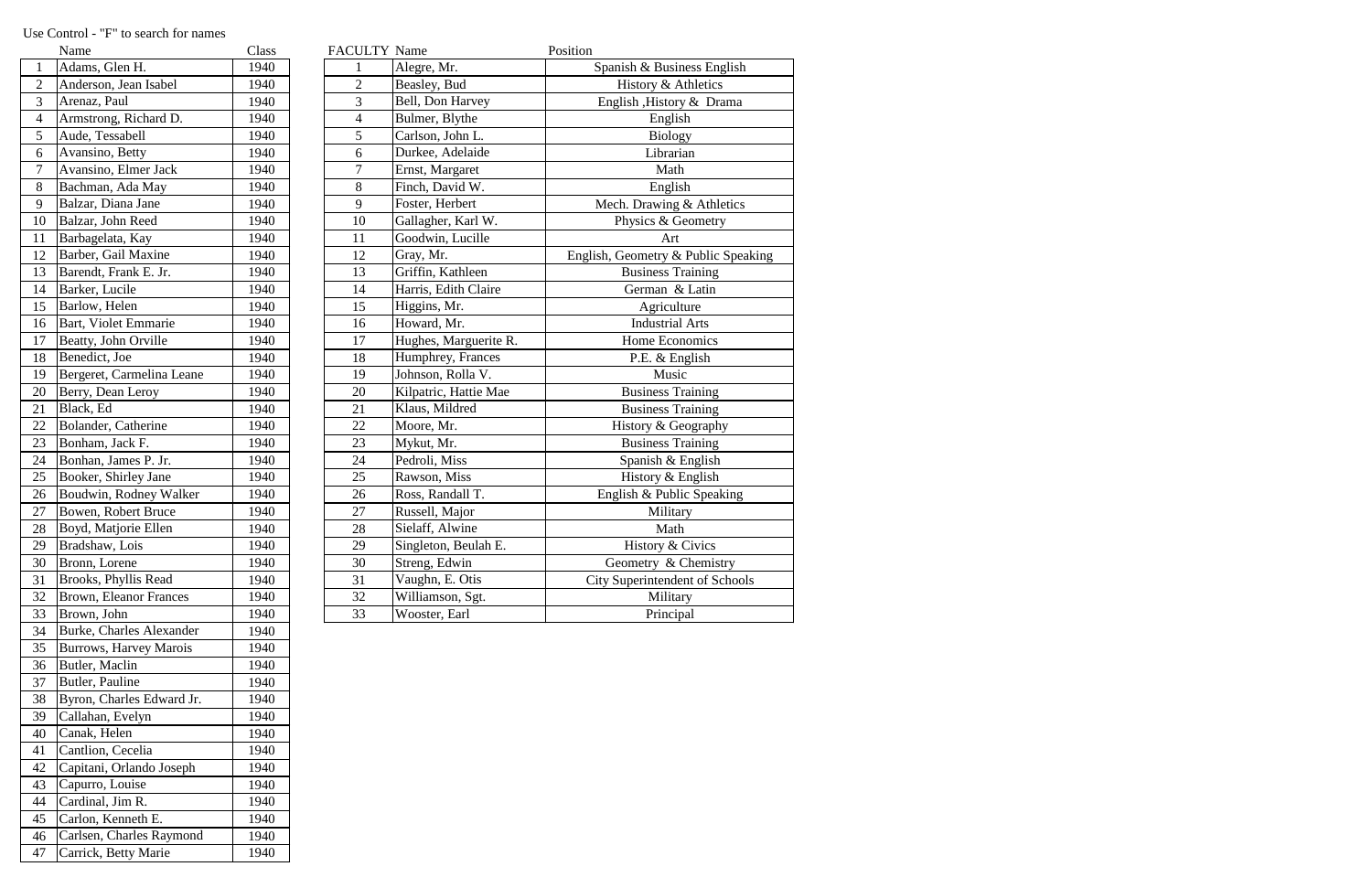Use Control - "F" to search for names

|  | Name | Class |
|---|---|---|
| 1 | Adams, Glen H. | 1940 |
| 2 | Anderson, Jean Isabel | 1940 |
| 3 | Arenaz, Paul | 1940 |
| 4 | Armstrong, Richard D. | 1940 |
| 5 | Aude, Tessabell | 1940 |
| 6 | Avansino, Betty | 1940 |
| 7 | Avansino, Elmer Jack | 1940 |
| 8 | Bachman, Ada May | 1940 |
| 9 | Balzar, Diana Jane | 1940 |
| 10 | Balzar, John Reed | 1940 |
| 11 | Barbagelata, Kay | 1940 |
| 12 | Barber, Gail Maxine | 1940 |
| 13 | Barendt, Frank E. Jr. | 1940 |
| 14 | Barker, Lucile | 1940 |
| 15 | Barlow, Helen | 1940 |
| 16 | Bart, Violet Emmarie | 1940 |
| 17 | Beatty, John Orville | 1940 |
| 18 | Benedict, Joe | 1940 |
| 19 | Bergeret, Carmelina Leane | 1940 |
| 20 | Berry, Dean Leroy | 1940 |
| 21 | Black, Ed | 1940 |
| 22 | Bolander, Catherine | 1940 |
| 23 | Bonham, Jack F. | 1940 |
| 24 | Bonhan, James P. Jr. | 1940 |
| 25 | Booker, Shirley Jane | 1940 |
| 26 | Boudwin, Rodney Walker | 1940 |
| 27 | Bowen, Robert Bruce | 1940 |
| 28 | Boyd, Matjorie Ellen | 1940 |
| 29 | Bradshaw, Lois | 1940 |
| 30 | Bronn, Lorene | 1940 |
| 31 | Brooks, Phyllis Read | 1940 |
| 32 | Brown, Eleanor Frances | 1940 |
| 33 | Brown, John | 1940 |
| 34 | Burke, Charles Alexander | 1940 |
| 35 | Burrows, Harvey Marois | 1940 |
| 36 | Butler, Maclin | 1940 |
| 37 | Butler, Pauline | 1940 |
| 38 | Byron, Charles Edward Jr. | 1940 |
| 39 | Callahan, Evelyn | 1940 |
| 40 | Canak, Helen | 1940 |
| 41 | Cantlion, Cecelia | 1940 |
| 42 | Capitani, Orlando Joseph | 1940 |
| 43 | Capurro, Louise | 1940 |
| 44 | Cardinal, Jim R. | 1940 |
| 45 | Carlon, Kenneth E. | 1940 |
| 46 | Carlsen, Charles Raymond | 1940 |
| 47 | Carrick, Betty Marie | 1940 |

| FACULTY | Name | Position |
|---|---|---|
| 1 | Alegre, Mr. | Spanish & Business English |
| 2 | Beasley, Bud | History & Athletics |
| 3 | Bell, Don Harvey | English ,History & Drama |
| 4 | Bulmer, Blythe | English |
| 5 | Carlson, John L. | Biology |
| 6 | Durkee, Adelaide | Librarian |
| 7 | Ernst, Margaret | Math |
| 8 | Finch, David W. | English |
| 9 | Foster, Herbert | Mech. Drawing & Athletics |
| 10 | Gallagher, Karl W. | Physics & Geometry |
| 11 | Goodwin, Lucille | Art |
| 12 | Gray, Mr. | English, Geometry & Public Speaking |
| 13 | Griffin, Kathleen | Business Training |
| 14 | Harris, Edith Claire | German & Latin |
| 15 | Higgins, Mr. | Agriculture |
| 16 | Howard, Mr. | Industrial Arts |
| 17 | Hughes, Marguerite R. | Home Economics |
| 18 | Humphrey, Frances | P.E. & English |
| 19 | Johnson, Rolla V. | Music |
| 20 | Kilpatric, Hattie Mae | Business Training |
| 21 | Klaus, Mildred | Business Training |
| 22 | Moore, Mr. | History & Geography |
| 23 | Mykut, Mr. | Business Training |
| 24 | Pedroli, Miss | Spanish & English |
| 25 | Rawson, Miss | History & English |
| 26 | Ross, Randall T. | English & Public Speaking |
| 27 | Russell, Major | Military |
| 28 | Sielaff, Alwine | Math |
| 29 | Singleton, Beulah E. | History & Civics |
| 30 | Streng, Edwin | Geometry & Chemistry |
| 31 | Vaughn, E. Otis | City Superintendent of Schools |
| 32 | Williamson, Sgt. | Military |
| 33 | Wooster, Earl | Principal |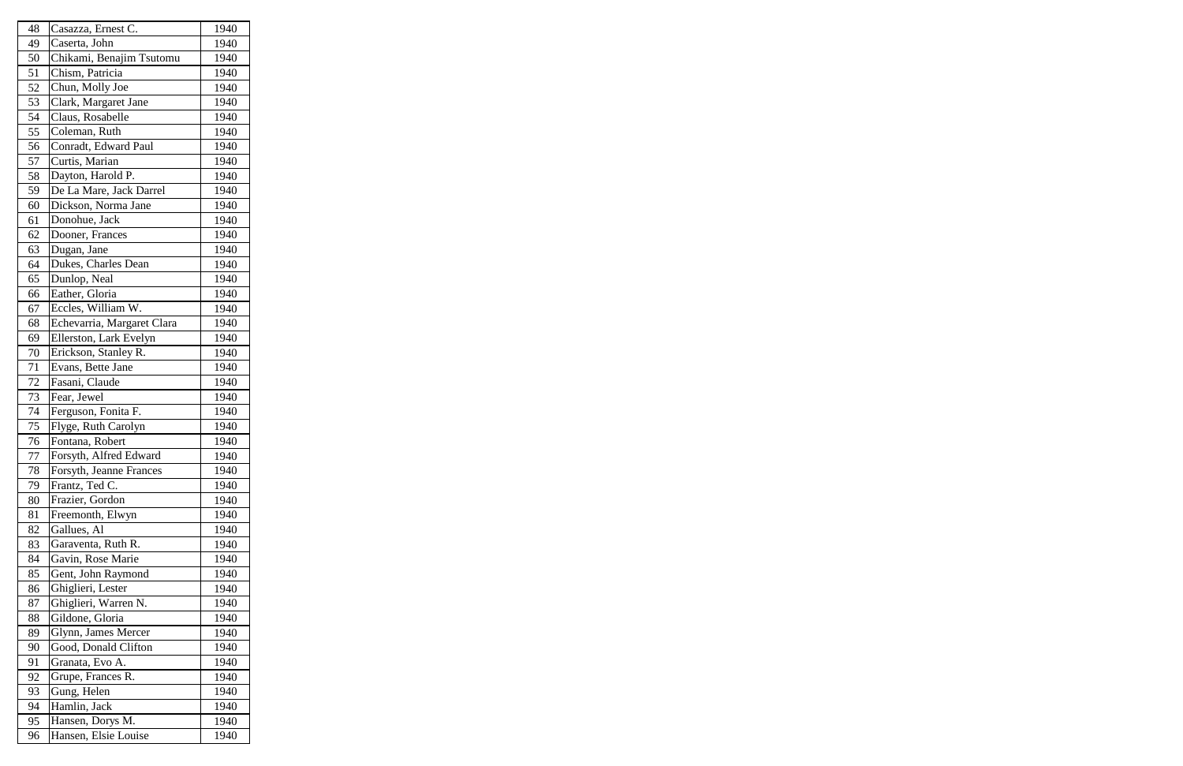| 48 | Casazza, Ernest C. | 1940 |
|---|---|---|
| 49 | Caserta, John | 1940 |
| 50 | Chikami, Benajim Tsutomu | 1940 |
| 51 | Chism, Patricia | 1940 |
| 52 | Chun, Molly Joe | 1940 |
| 53 | Clark, Margaret Jane | 1940 |
| 54 | Claus, Rosabelle | 1940 |
| 55 | Coleman, Ruth | 1940 |
| 56 | Conradt, Edward Paul | 1940 |
| 57 | Curtis, Marian | 1940 |
| 58 | Dayton, Harold P. | 1940 |
| 59 | De La Mare, Jack Darrel | 1940 |
| 60 | Dickson, Norma Jane | 1940 |
| 61 | Donohue, Jack | 1940 |
| 62 | Dooner, Frances | 1940 |
| 63 | Dugan, Jane | 1940 |
| 64 | Dukes, Charles Dean | 1940 |
| 65 | Dunlop, Neal | 1940 |
| 66 | Eather, Gloria | 1940 |
| 67 | Eccles, William W. | 1940 |
| 68 | Echevarria, Margaret Clara | 1940 |
| 69 | Ellerston, Lark Evelyn | 1940 |
| 70 | Erickson, Stanley R. | 1940 |
| 71 | Evans, Bette Jane | 1940 |
| 72 | Fasani, Claude | 1940 |
| 73 | Fear, Jewel | 1940 |
| 74 | Ferguson, Fonita F. | 1940 |
| 75 | Flyge, Ruth Carolyn | 1940 |
| 76 | Fontana, Robert | 1940 |
| 77 | Forsyth, Alfred Edward | 1940 |
| 78 | Forsyth, Jeanne Frances | 1940 |
| 79 | Frantz, Ted C. | 1940 |
| 80 | Frazier, Gordon | 1940 |
| 81 | Freemonth, Elwyn | 1940 |
| 82 | Gallues, Al | 1940 |
| 83 | Garaventa, Ruth R. | 1940 |
| 84 | Gavin, Rose Marie | 1940 |
| 85 | Gent, John Raymond | 1940 |
| 86 | Ghiglieri, Lester | 1940 |
| 87 | Ghiglieri, Warren N. | 1940 |
| 88 | Gildone, Gloria | 1940 |
| 89 | Glynn, James Mercer | 1940 |
| 90 | Good, Donald Clifton | 1940 |
| 91 | Granata, Evo A. | 1940 |
| 92 | Grupe, Frances R. | 1940 |
| 93 | Gung, Helen | 1940 |
| 94 | Hamlin, Jack | 1940 |
| 95 | Hansen, Dorys M. | 1940 |
| 96 | Hansen, Elsie Louise | 1940 |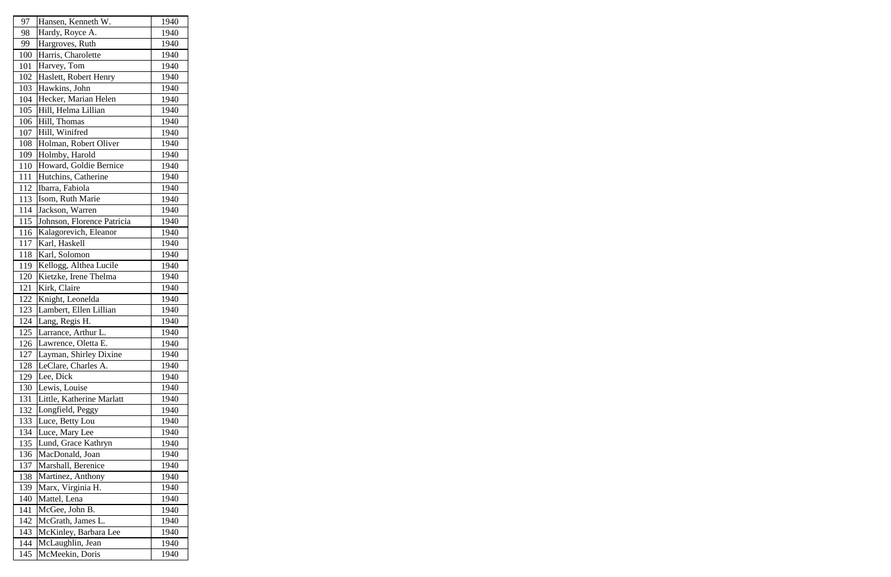| 97 | Hansen, Kenneth W. | 1940 |
|---|---|---|
| 98 | Hardy, Royce A. | 1940 |
| 99 | Hargroves, Ruth | 1940 |
| 100 | Harris, Charolette | 1940 |
| 101 | Harvey, Tom | 1940 |
| 102 | Haslett, Robert Henry | 1940 |
| 103 | Hawkins, John | 1940 |
| 104 | Hecker, Marian Helen | 1940 |
| 105 | Hill, Helma Lillian | 1940 |
| 106 | Hill, Thomas | 1940 |
| 107 | Hill, Winifred | 1940 |
| 108 | Holman, Robert Oliver | 1940 |
| 109 | Holmby, Harold | 1940 |
| 110 | Howard, Goldie Bernice | 1940 |
| 111 | Hutchins, Catherine | 1940 |
| 112 | Ibarra, Fabiola | 1940 |
| 113 | Isom, Ruth Marie | 1940 |
| 114 | Jackson, Warren | 1940 |
| 115 | Johnson, Florence Patricia | 1940 |
| 116 | Kalagorevich, Eleanor | 1940 |
| 117 | Karl, Haskell | 1940 |
| 118 | Karl, Solomon | 1940 |
| 119 | Kellogg, Althea Lucile | 1940 |
| 120 | Kietzke, Irene Thelma | 1940 |
| 121 | Kirk, Claire | 1940 |
| 122 | Knight, Leonelda | 1940 |
| 123 | Lambert, Ellen Lillian | 1940 |
| 124 | Lang, Regis H. | 1940 |
| 125 | Larrance, Arthur L. | 1940 |
| 126 | Lawrence, Oletta E. | 1940 |
| 127 | Layman, Shirley Dixine | 1940 |
| 128 | LeClare, Charles A. | 1940 |
| 129 | Lee, Dick | 1940 |
| 130 | Lewis, Louise | 1940 |
| 131 | Little, Katherine Marlatt | 1940 |
| 132 | Longfield, Peggy | 1940 |
| 133 | Luce, Betty Lou | 1940 |
| 134 | Luce, Mary Lee | 1940 |
| 135 | Lund, Grace Kathryn | 1940 |
| 136 | MacDonald, Joan | 1940 |
| 137 | Marshall, Berenice | 1940 |
| 138 | Martinez, Anthony | 1940 |
| 139 | Marx, Virginia H. | 1940 |
| 140 | Mattel, Lena | 1940 |
| 141 | McGee, John B. | 1940 |
| 142 | McGrath, James L. | 1940 |
| 143 | McKinley, Barbara Lee | 1940 |
| 144 | McLaughlin, Jean | 1940 |
| 145 | McMeekin, Doris | 1940 |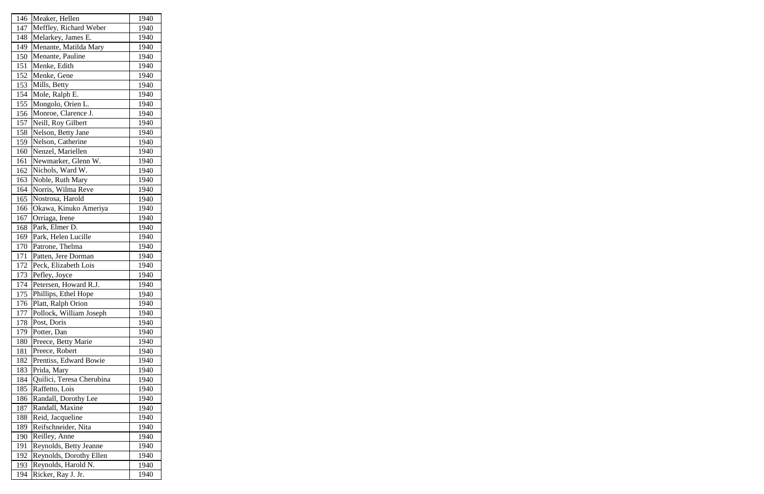| 146 | Meaker, Hellen | 1940 |
|---|---|---|
| 147 | Meffley, Richard Weber | 1940 |
| 148 | Melarkey, James E. | 1940 |
| 149 | Menante, Matilda Mary | 1940 |
| 150 | Menante, Pauline | 1940 |
| 151 | Menke, Edith | 1940 |
| 152 | Menke, Gene | 1940 |
| 153 | Mills, Betty | 1940 |
| 154 | Mole, Ralph E. | 1940 |
| 155 | Mongolo, Orien L. | 1940 |
| 156 | Monroe, Clarence J. | 1940 |
| 157 | Neill, Roy Gilbert | 1940 |
| 158 | Nelson, Betty Jane | 1940 |
| 159 | Nelson, Catherine | 1940 |
| 160 | Nenzel, Mariellen | 1940 |
| 161 | Newmarker, Glenn W. | 1940 |
| 162 | Nichols, Ward W. | 1940 |
| 163 | Noble, Ruth Mary | 1940 |
| 164 | Norris, Wilma Reve | 1940 |
| 165 | Nostrosa, Harold | 1940 |
| 166 | Okawa, Kinuko Ameriya | 1940 |
| 167 | Orriaga, Irene | 1940 |
| 168 | Park, Elmer D. | 1940 |
| 169 | Park, Helen Lucille | 1940 |
| 170 | Patrone, Thelma | 1940 |
| 171 | Patten, Jere Dorman | 1940 |
| 172 | Peck, Elizabeth Lois | 1940 |
| 173 | Pefley, Joyce | 1940 |
| 174 | Petersen, Howard R.J. | 1940 |
| 175 | Phillips, Ethel Hope | 1940 |
| 176 | Platt, Ralph Orion | 1940 |
| 177 | Pollock, William Joseph | 1940 |
| 178 | Post, Doris | 1940 |
| 179 | Potter, Dan | 1940 |
| 180 | Preece, Betty Marie | 1940 |
| 181 | Preece, Robert | 1940 |
| 182 | Prentiss, Edward Bowie | 1940 |
| 183 | Prida, Mary | 1940 |
| 184 | Quilici, Teresa Cherubina | 1940 |
| 185 | Raffetto, Lois | 1940 |
| 186 | Randall, Dorothy Lee | 1940 |
| 187 | Randall, Maxine | 1940 |
| 188 | Reid, Jacqueline | 1940 |
| 189 | Reifschneider, Nita | 1940 |
| 190 | Reilley, Anne | 1940 |
| 191 | Reynolds, Betty Jeanne | 1940 |
| 192 | Reynolds, Dorothy Ellen | 1940 |
| 193 | Reynolds, Harold N. | 1940 |
| 194 | Ricker, Ray J. Jr. | 1940 |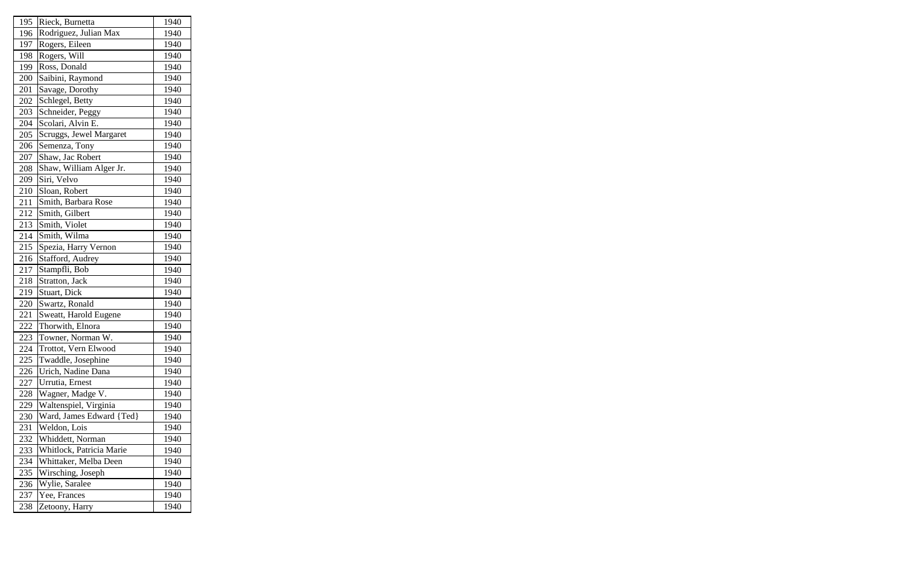| | | |
|---|---|---|
| 195 | Rieck, Burnetta | 1940 |
| 196 | Rodriguez, Julian Max | 1940 |
| 197 | Rogers, Eileen | 1940 |
| 198 | Rogers, Will | 1940 |
| 199 | Ross, Donald | 1940 |
| 200 | Saibini, Raymond | 1940 |
| 201 | Savage, Dorothy | 1940 |
| 202 | Schlegel, Betty | 1940 |
| 203 | Schneider, Peggy | 1940 |
| 204 | Scolari, Alvin E. | 1940 |
| 205 | Scruggs, Jewel Margaret | 1940 |
| 206 | Semenza, Tony | 1940 |
| 207 | Shaw, Jac Robert | 1940 |
| 208 | Shaw, William Alger Jr. | 1940 |
| 209 | Siri, Velvo | 1940 |
| 210 | Sloan, Robert | 1940 |
| 211 | Smith, Barbara Rose | 1940 |
| 212 | Smith, Gilbert | 1940 |
| 213 | Smith, Violet | 1940 |
| 214 | Smith, Wilma | 1940 |
| 215 | Spezia, Harry Vernon | 1940 |
| 216 | Stafford, Audrey | 1940 |
| 217 | Stampfli, Bob | 1940 |
| 218 | Stratton, Jack | 1940 |
| 219 | Stuart, Dick | 1940 |
| 220 | Swartz, Ronald | 1940 |
| 221 | Sweatt, Harold Eugene | 1940 |
| 222 | Thorwith, Elnora | 1940 |
| 223 | Towner, Norman W. | 1940 |
| 224 | Trottot, Vern Elwood | 1940 |
| 225 | Twaddle, Josephine | 1940 |
| 226 | Urich, Nadine Dana | 1940 |
| 227 | Urrutia, Ernest | 1940 |
| 228 | Wagner, Madge V. | 1940 |
| 229 | Waltenspiel, Virginia | 1940 |
| 230 | Ward, James Edward {Ted} | 1940 |
| 231 | Weldon, Lois | 1940 |
| 232 | Whiddett, Norman | 1940 |
| 233 | Whitlock, Patricia Marie | 1940 |
| 234 | Whittaker, Melba Deen | 1940 |
| 235 | Wirsching, Joseph | 1940 |
| 236 | Wylie, Saralee | 1940 |
| 237 | Yee, Frances | 1940 |
| 238 | Zetoony, Harry | 1940 |